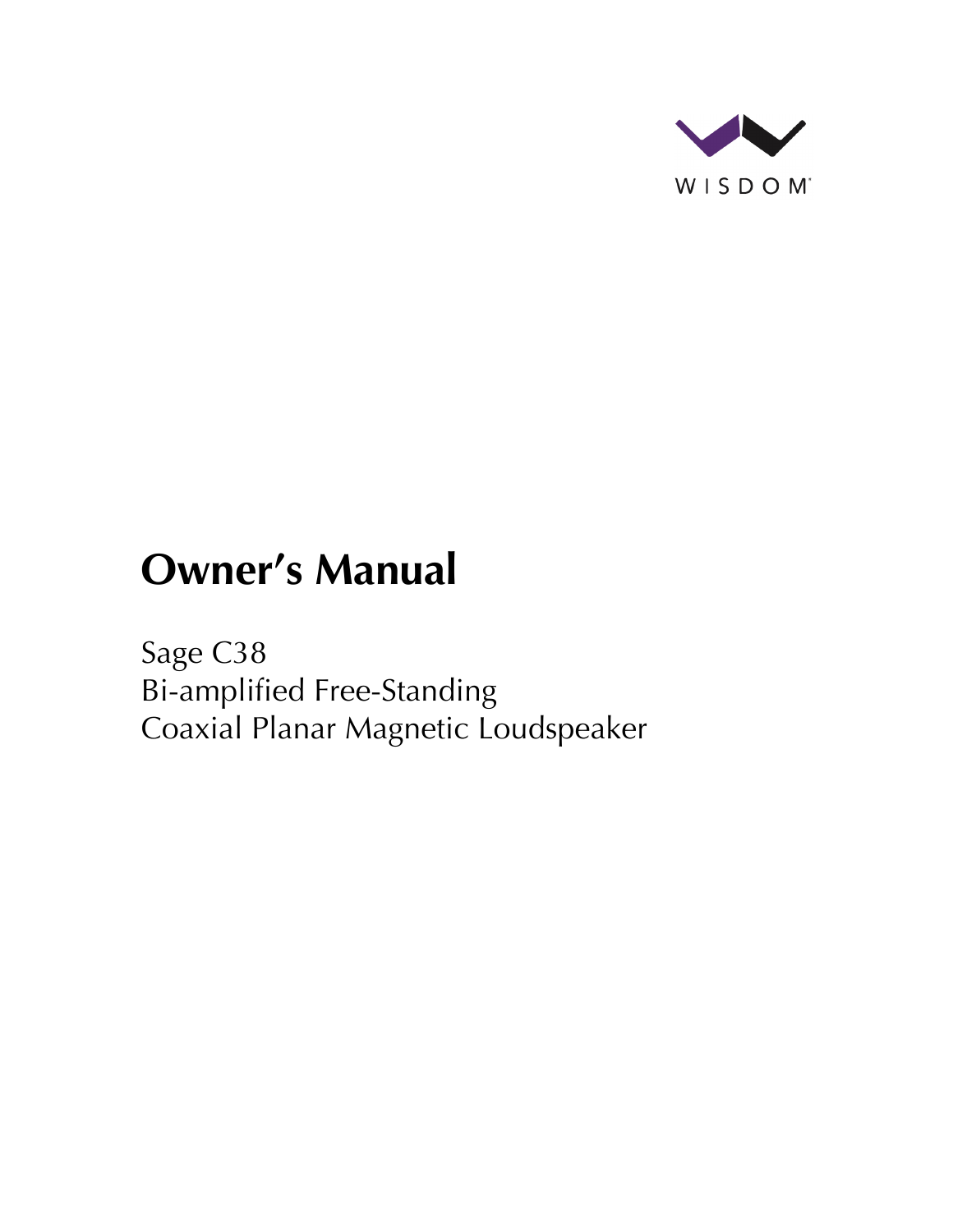WISDOM

# Owner's Manual

Sage C38
Bi-amplified Free-Standing
Coaxial Planar Magnetic Loudspeaker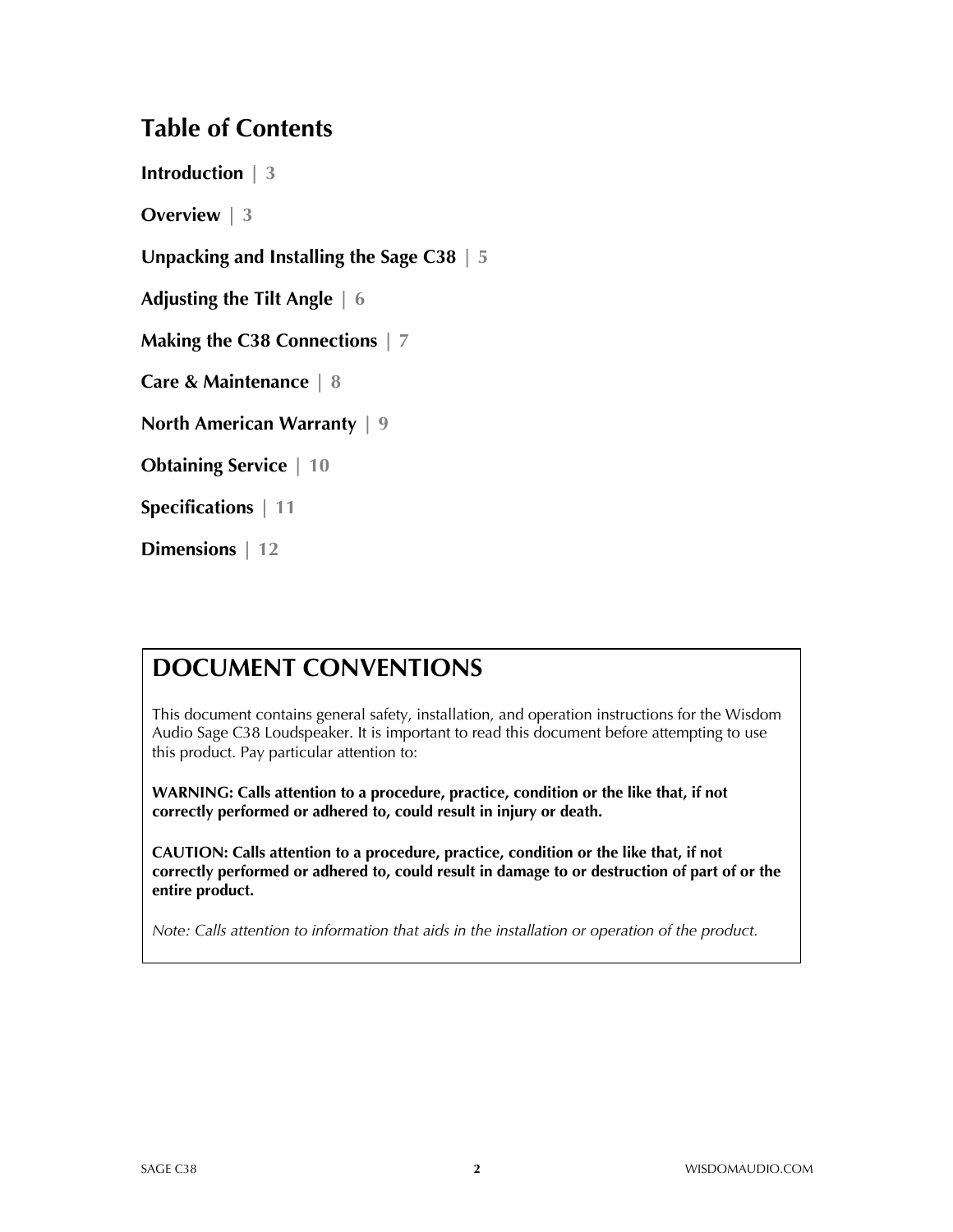# Table of Contents

**Introduction** | 3

**Overview** | 3

**Unpacking and Installing the Sage C38** | 5

**Adjusting the Tilt Angle** | 6

**Making the C38 Connections** | 7

**Care & Maintenance** | 8

**North American Warranty** | 9

**Obtaining Service** | 10

**Specifications** | 11

**Dimensions** | 12

## DOCUMENT CONVENTIONS

This document contains general safety, installation, and operation instructions for the Wisdom Audio Sage C38 Loudspeaker. It is important to read this document before attempting to use this product. Pay particular attention to:

**WARNING: Calls attention to a procedure, practice, condition or the like that, if not correctly performed or adhered to, could result in injury or death.**

**CAUTION: Calls attention to a procedure, practice, condition or the like that, if not correctly performed or adhered to, could result in damage to or destruction of part of or the entire product.**

*Note: Calls attention to information that aids in the installation or operation of the product.*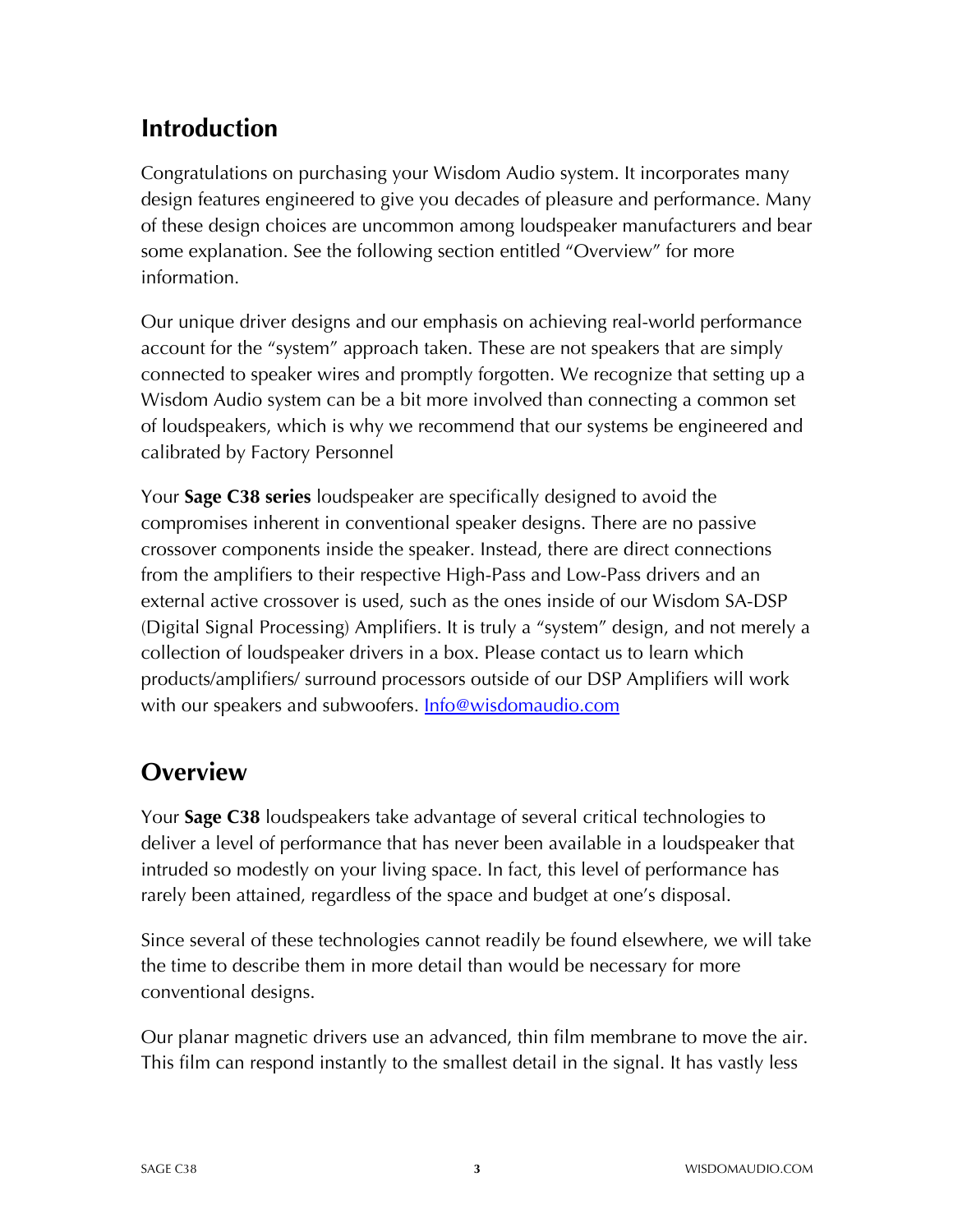## Introduction

Congratulations on purchasing your Wisdom Audio system. It incorporates many design features engineered to give you decades of pleasure and performance. Many of these design choices are uncommon among loudspeaker manufacturers and bear some explanation. See the following section entitled "Overview" for more information.

Our unique driver designs and our emphasis on achieving real-world performance account for the "system" approach taken. These are not speakers that are simply connected to speaker wires and promptly forgotten. We recognize that setting up a Wisdom Audio system can be a bit more involved than connecting a common set of loudspeakers, which is why we recommend that our systems be engineered and calibrated by Factory Personnel

Your **Sage C38 series** loudspeaker are specifically designed to avoid the compromises inherent in conventional speaker designs. There are no passive crossover components inside the speaker. Instead, there are direct connections from the amplifiers to their respective High-Pass and Low-Pass drivers and an external active crossover is used, such as the ones inside of our Wisdom SA-DSP (Digital Signal Processing) Amplifiers. It is truly a "system" design, and not merely a collection of loudspeaker drivers in a box. Please contact us to learn which products/amplifiers/ surround processors outside of our DSP Amplifiers will work with our speakers and subwoofers. [Info@wisdomaudio.com](mailto:Info@wisdomaudio.com)

## Overview

Your **Sage C38** loudspeakers take advantage of several critical technologies to deliver a level of performance that has never been available in a loudspeaker that intruded so modestly on your living space. In fact, this level of performance has rarely been attained, regardless of the space and budget at one's disposal.

Since several of these technologies cannot readily be found elsewhere, we will take the time to describe them in more detail than would be necessary for more conventional designs.

Our planar magnetic drivers use an advanced, thin film membrane to move the air. This film can respond instantly to the smallest detail in the signal. It has vastly less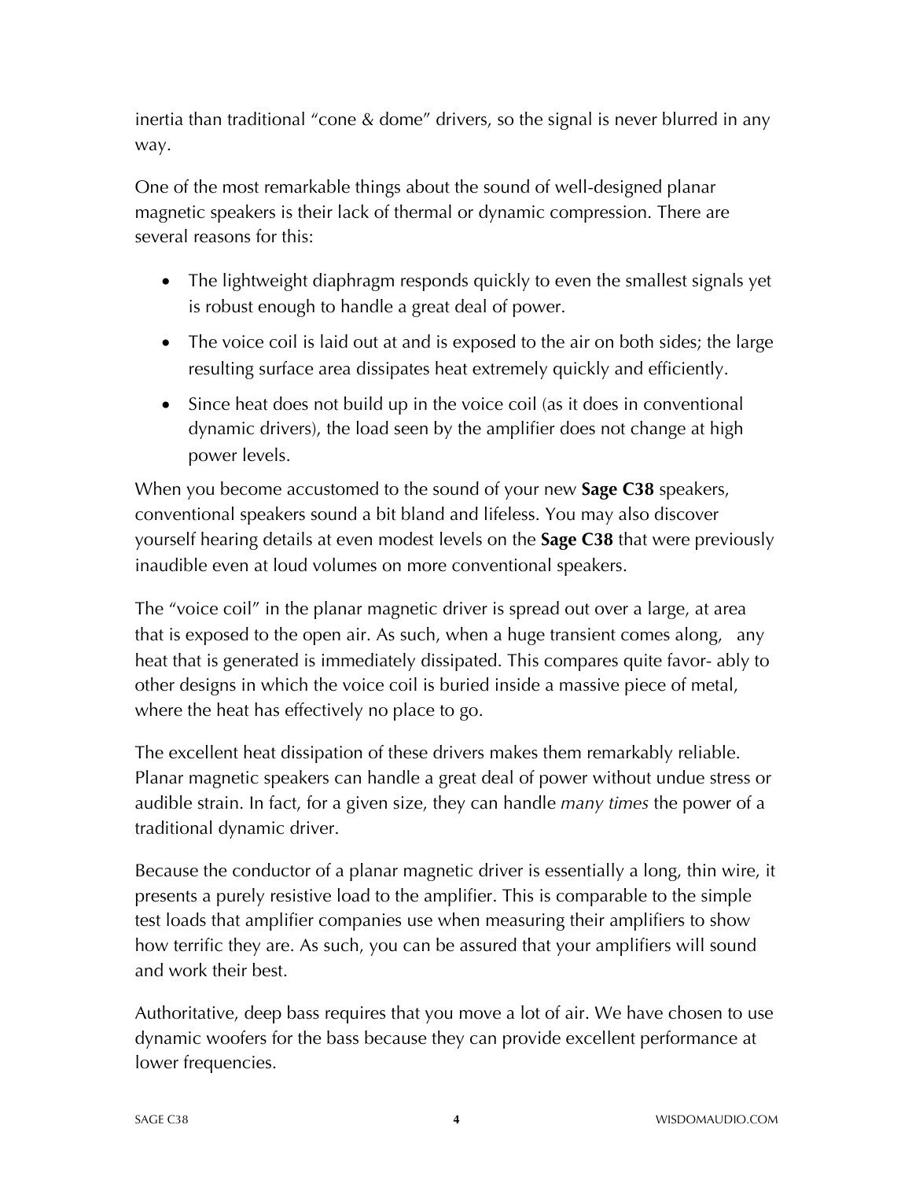inertia than traditional "cone & dome" drivers, so the signal is never blurred in any way.

One of the most remarkable things about the sound of well-designed planar magnetic speakers is their lack of thermal or dynamic compression. There are several reasons for this:

- The lightweight diaphragm responds quickly to even the smallest signals yet is robust enough to handle a great deal of power.
- The voice coil is laid out at and is exposed to the air on both sides; the large resulting surface area dissipates heat extremely quickly and efficiently.
- Since heat does not build up in the voice coil (as it does in conventional dynamic drivers), the load seen by the amplifier does not change at high power levels.

When you become accustomed to the sound of your new **Sage C38** speakers, conventional speakers sound a bit bland and lifeless. You may also discover yourself hearing details at even modest levels on the **Sage C38** that were previously inaudible even at loud volumes on more conventional speakers.

The "voice coil" in the planar magnetic driver is spread out over a large, at area that is exposed to the open air. As such, when a huge transient comes along, any heat that is generated is immediately dissipated. This compares quite favor- ably to other designs in which the voice coil is buried inside a massive piece of metal, where the heat has effectively no place to go.

The excellent heat dissipation of these drivers makes them remarkably reliable. Planar magnetic speakers can handle a great deal of power without undue stress or audible strain. In fact, for a given size, they can handle *many times* the power of a traditional dynamic driver.

Because the conductor of a planar magnetic driver is essentially a long, thin wire, it presents a purely resistive load to the amplifier. This is comparable to the simple test loads that amplifier companies use when measuring their amplifiers to show how terrific they are. As such, you can be assured that your amplifiers will sound and work their best.

Authoritative, deep bass requires that you move a lot of air. We have chosen to use dynamic woofers for the bass because they can provide excellent performance at lower frequencies.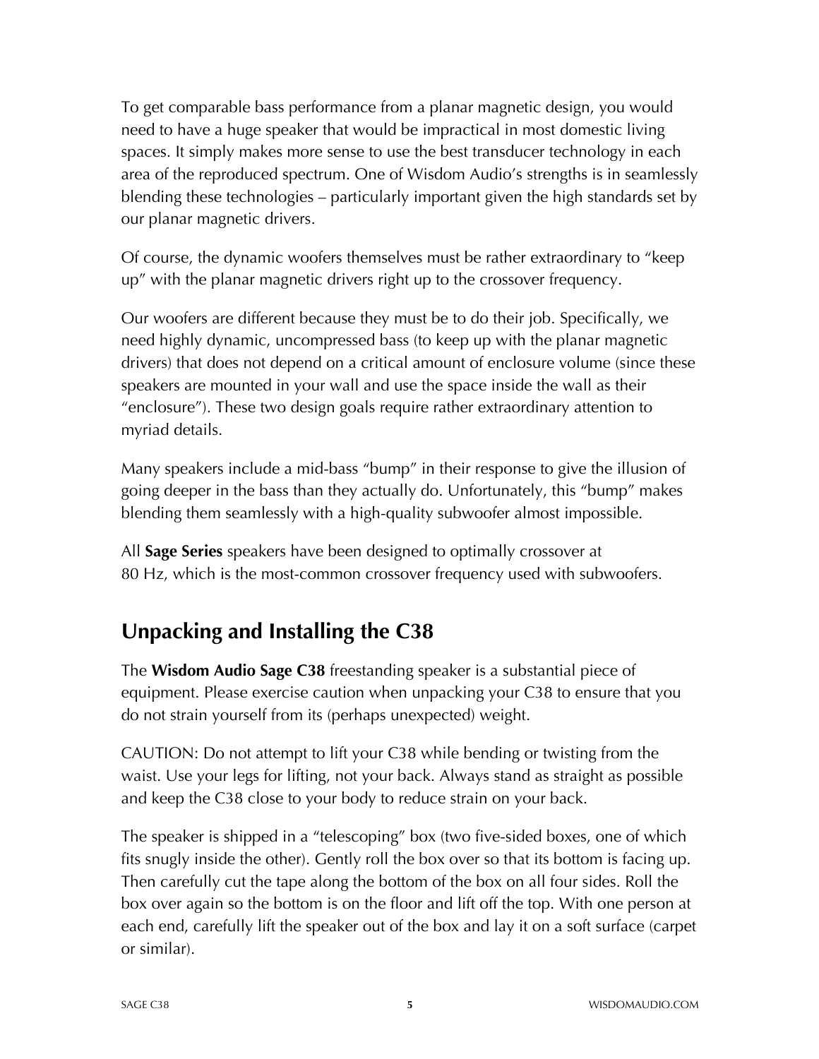To get comparable bass performance from a planar magnetic design, you would need to have a huge speaker that would be impractical in most domestic living spaces. It simply makes more sense to use the best transducer technology in each area of the reproduced spectrum. One of Wisdom Audio's strengths is in seamlessly blending these technologies – particularly important given the high standards set by our planar magnetic drivers.

Of course, the dynamic woofers themselves must be rather extraordinary to "keep up" with the planar magnetic drivers right up to the crossover frequency.

Our woofers are different because they must be to do their job. Specifically, we need highly dynamic, uncompressed bass (to keep up with the planar magnetic drivers) that does not depend on a critical amount of enclosure volume (since these speakers are mounted in your wall and use the space inside the wall as their "enclosure"). These two design goals require rather extraordinary attention to myriad details.

Many speakers include a mid-bass "bump" in their response to give the illusion of going deeper in the bass than they actually do. Unfortunately, this "bump" makes blending them seamlessly with a high-quality subwoofer almost impossible.

All **Sage Series** speakers have been designed to optimally crossover at 80 Hz, which is the most-common crossover frequency used with subwoofers.

## Unpacking and Installing the C38

The **Wisdom Audio Sage C38** freestanding speaker is a substantial piece of equipment. Please exercise caution when unpacking your C38 to ensure that you do not strain yourself from its (perhaps unexpected) weight.

CAUTION: Do not attempt to lift your C38 while bending or twisting from the waist. Use your legs for lifting, not your back. Always stand as straight as possible and keep the C38 close to your body to reduce strain on your back.

The speaker is shipped in a "telescoping" box (two five-sided boxes, one of which fits snugly inside the other). Gently roll the box over so that its bottom is facing up. Then carefully cut the tape along the bottom of the box on all four sides. Roll the box over again so the bottom is on the floor and lift off the top. With one person at each end, carefully lift the speaker out of the box and lay it on a soft surface (carpet or similar).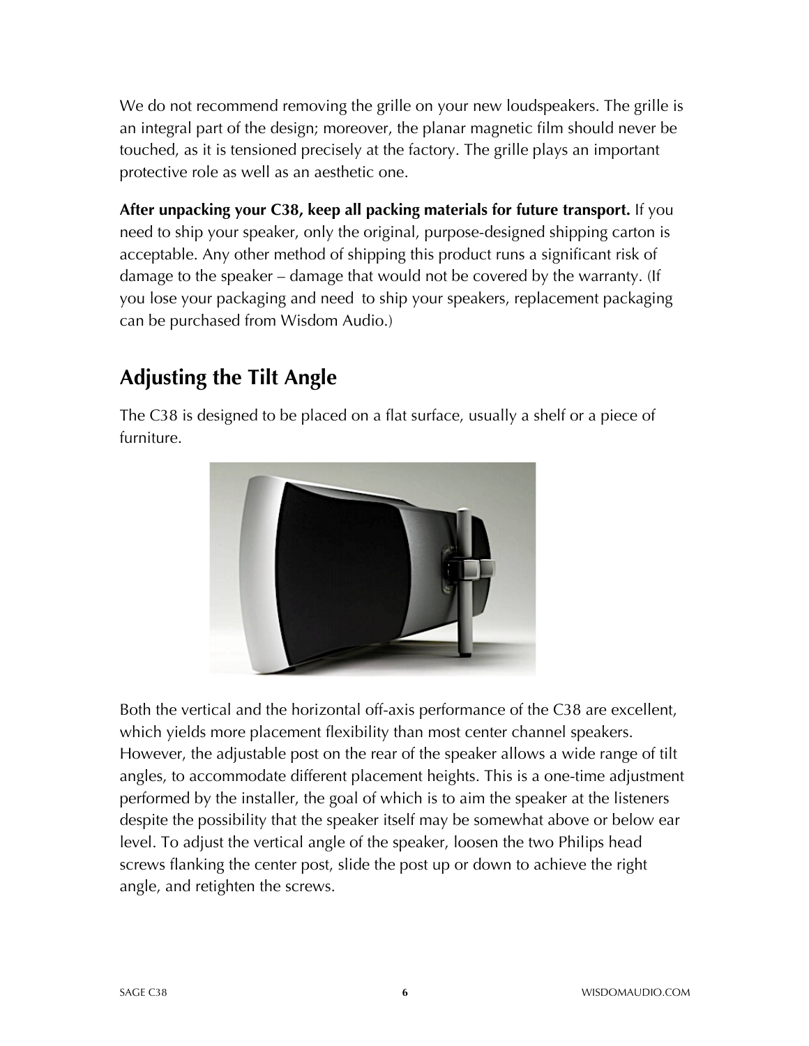We do not recommend removing the grille on your new loudspeakers. The grille is an integral part of the design; moreover, the planar magnetic film should never be touched, as it is tensioned precisely at the factory. The grille plays an important protective role as well as an aesthetic one.

**After unpacking your C38, keep all packing materials for future transport.** If you need to ship your speaker, only the original, purpose-designed shipping carton is acceptable. Any other method of shipping this product runs a significant risk of damage to the speaker – damage that would not be covered by the warranty. (If you lose your packaging and need to ship your speakers, replacement packaging can be purchased from Wisdom Audio.)

## Adjusting the Tilt Angle

The C38 is designed to be placed on a flat surface, usually a shelf or a piece of furniture.

Both the vertical and the horizontal off-axis performance of the C38 are excellent, which yields more placement flexibility than most center channel speakers. However, the adjustable post on the rear of the speaker allows a wide range of tilt angles, to accommodate different placement heights. This is a one-time adjustment performed by the installer, the goal of which is to aim the speaker at the listeners despite the possibility that the speaker itself may be somewhat above or below ear level. To adjust the vertical angle of the speaker, loosen the two Philips head screws flanking the center post, slide the post up or down to achieve the right angle, and retighten the screws.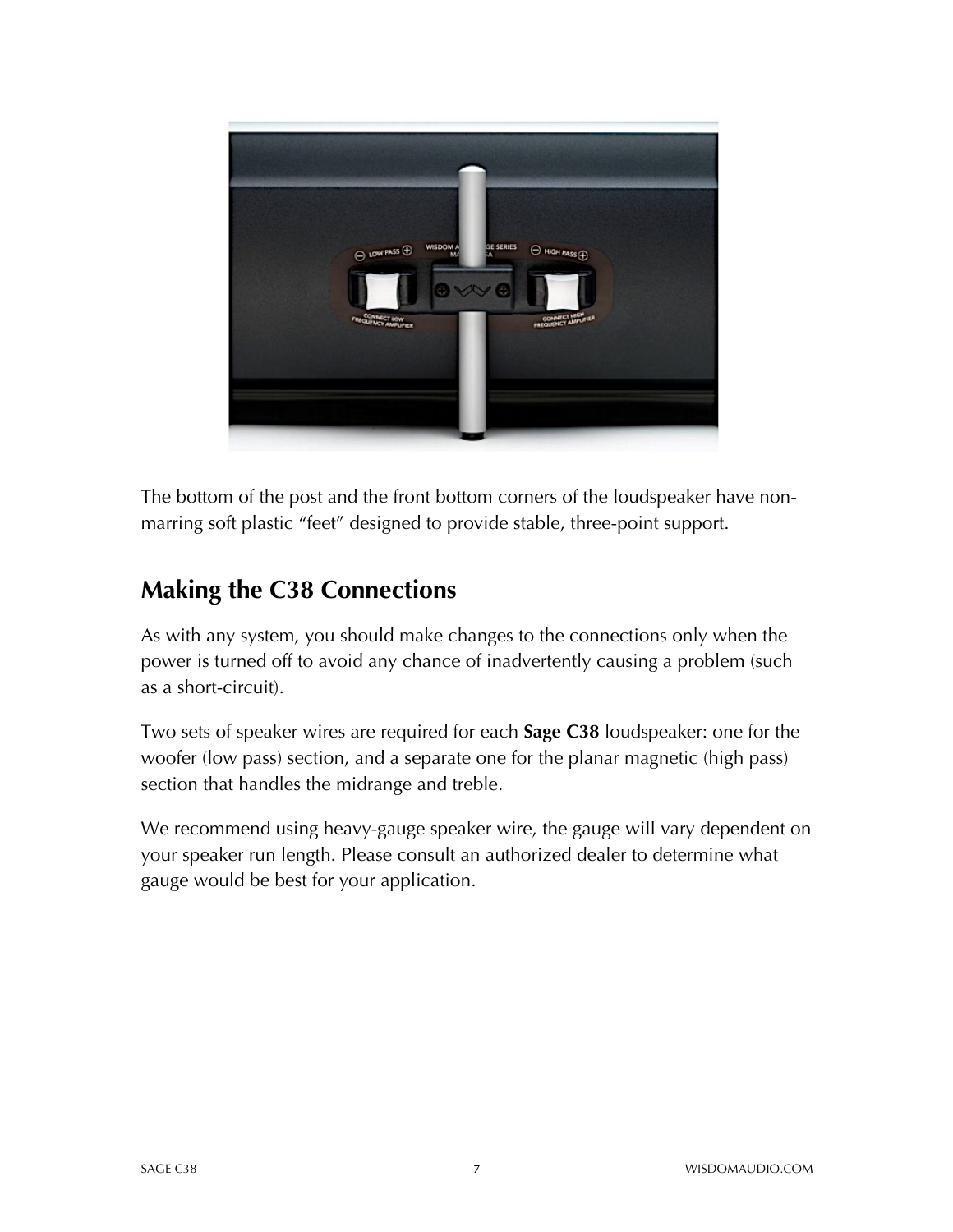The bottom of the post and the front bottom corners of the loudspeaker have non-marring soft plastic "feet" designed to provide stable, three-point support.

## Making the C38 Connections

As with any system, you should make changes to the connections only when the power is turned off to avoid any chance of inadvertently causing a problem (such as a short-circuit).

Two sets of speaker wires are required for each **Sage C38** loudspeaker: one for the woofer (low pass) section, and a separate one for the planar magnetic (high pass) section that handles the midrange and treble.

We recommend using heavy-gauge speaker wire, the gauge will vary dependent on your speaker run length. Please consult an authorized dealer to determine what gauge would be best for your application.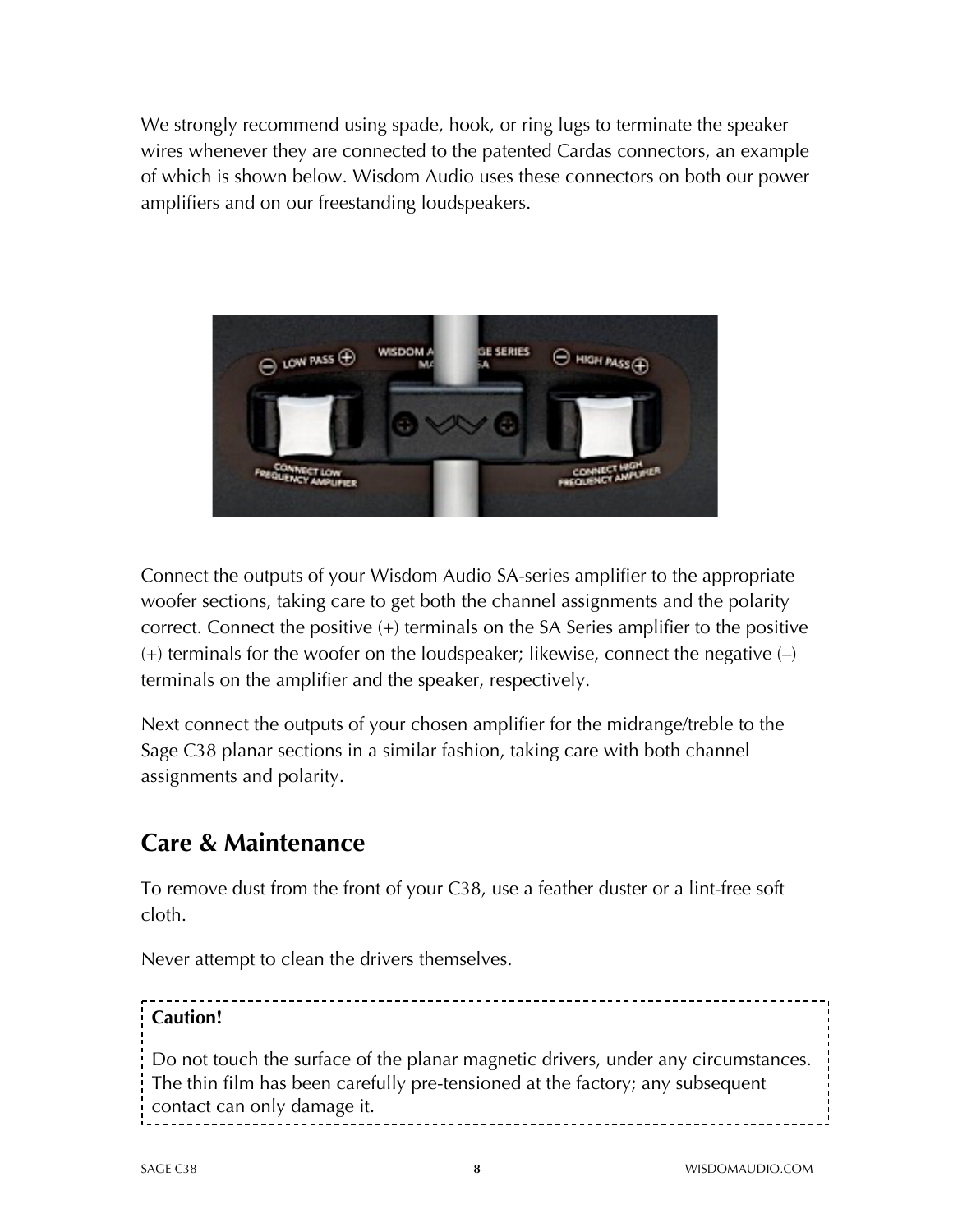We strongly recommend using spade, hook, or ring lugs to terminate the speaker wires whenever they are connected to the patented Cardas connectors, an example of which is shown below. Wisdom Audio uses these connectors on both our power amplifiers and on our freestanding loudspeakers.

Connect the outputs of your Wisdom Audio SA-series amplifier to the appropriate woofer sections, taking care to get both the channel assignments and the polarity correct. Connect the positive (+) terminals on the SA Series amplifier to the positive (+) terminals for the woofer on the loudspeaker; likewise, connect the negative (–) terminals on the amplifier and the speaker, respectively.

Next connect the outputs of your chosen amplifier for the midrange/treble to the Sage C38 planar sections in a similar fashion, taking care with both channel assignments and polarity.

## Care & Maintenance

To remove dust from the front of your C38, use a feather duster or a lint-free soft cloth.

Never attempt to clean the drivers themselves.

> **Caution!**
>
> Do not touch the surface of the planar magnetic drivers, under any circumstances. The thin film has been carefully pre-tensioned at the factory; any subsequent contact can only damage it.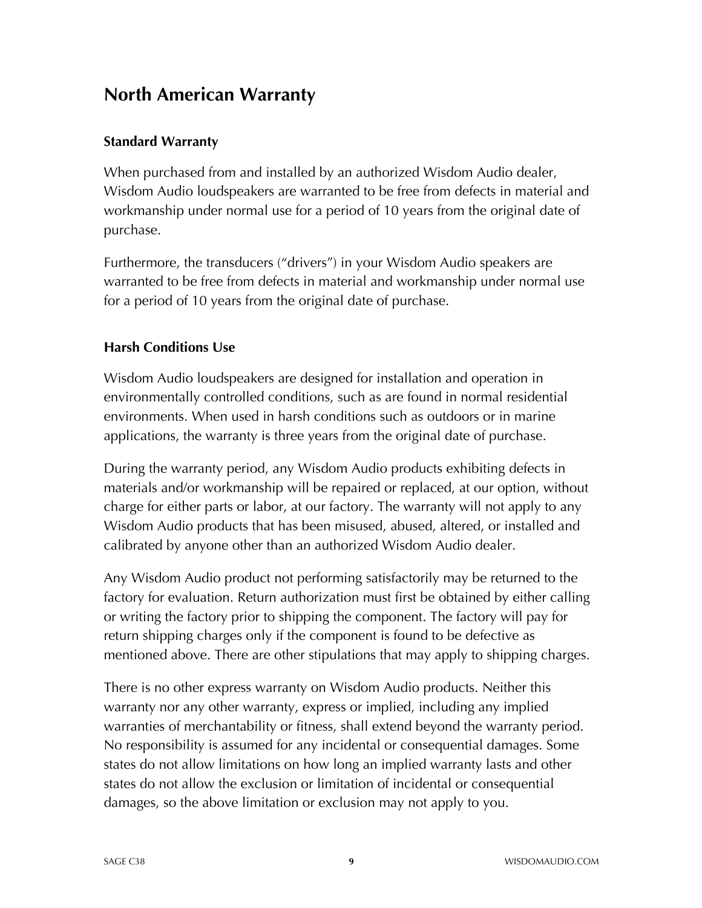# North American Warranty

## Standard Warranty

When purchased from and installed by an authorized Wisdom Audio dealer, Wisdom Audio loudspeakers are warranted to be free from defects in material and workmanship under normal use for a period of 10 years from the original date of purchase.

Furthermore, the transducers (“drivers”) in your Wisdom Audio speakers are warranted to be free from defects in material and workmanship under normal use for a period of 10 years from the original date of purchase.

## Harsh Conditions Use

Wisdom Audio loudspeakers are designed for installation and operation in environmentally controlled conditions, such as are found in normal residential environments. When used in harsh conditions such as outdoors or in marine applications, the warranty is three years from the original date of purchase.

During the warranty period, any Wisdom Audio products exhibiting defects in materials and/or workmanship will be repaired or replaced, at our option, without charge for either parts or labor, at our factory. The warranty will not apply to any Wisdom Audio products that has been misused, abused, altered, or installed and calibrated by anyone other than an authorized Wisdom Audio dealer.

Any Wisdom Audio product not performing satisfactorily may be returned to the factory for evaluation. Return authorization must first be obtained by either calling or writing the factory prior to shipping the component. The factory will pay for return shipping charges only if the component is found to be defective as mentioned above. There are other stipulations that may apply to shipping charges.

There is no other express warranty on Wisdom Audio products. Neither this warranty nor any other warranty, express or implied, including any implied warranties of merchantability or fitness, shall extend beyond the warranty period. No responsibility is assumed for any incidental or consequential damages. Some states do not allow limitations on how long an implied warranty lasts and other states do not allow the exclusion or limitation of incidental or consequential damages, so the above limitation or exclusion may not apply to you.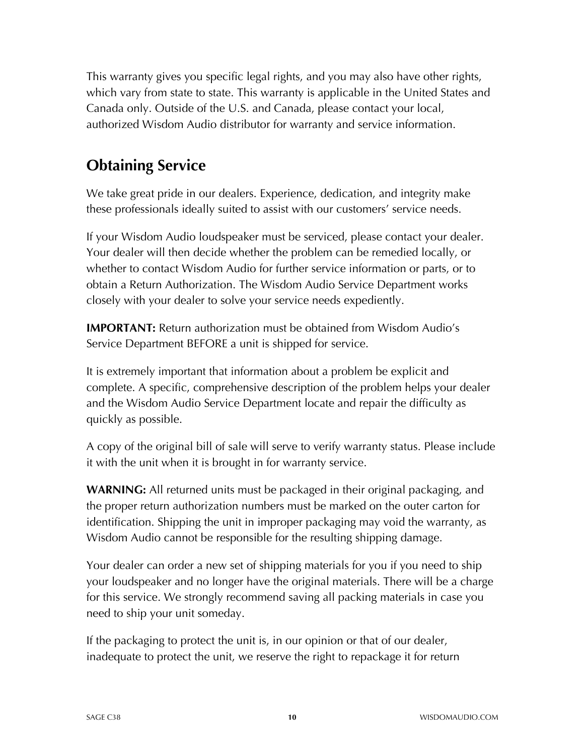This warranty gives you specific legal rights, and you may also have other rights, which vary from state to state. This warranty is applicable in the United States and Canada only. Outside of the U.S. and Canada, please contact your local, authorized Wisdom Audio distributor for warranty and service information.

## Obtaining Service

We take great pride in our dealers. Experience, dedication, and integrity make these professionals ideally suited to assist with our customers' service needs.

If your Wisdom Audio loudspeaker must be serviced, please contact your dealer. Your dealer will then decide whether the problem can be remedied locally, or whether to contact Wisdom Audio for further service information or parts, or to obtain a Return Authorization. The Wisdom Audio Service Department works closely with your dealer to solve your service needs expediently.

**IMPORTANT:** Return authorization must be obtained from Wisdom Audio's Service Department BEFORE a unit is shipped for service.

It is extremely important that information about a problem be explicit and complete. A specific, comprehensive description of the problem helps your dealer and the Wisdom Audio Service Department locate and repair the difficulty as quickly as possible.

A copy of the original bill of sale will serve to verify warranty status. Please include it with the unit when it is brought in for warranty service.

**WARNING:** All returned units must be packaged in their original packaging, and the proper return authorization numbers must be marked on the outer carton for identification. Shipping the unit in improper packaging may void the warranty, as Wisdom Audio cannot be responsible for the resulting shipping damage.

Your dealer can order a new set of shipping materials for you if you need to ship your loudspeaker and no longer have the original materials. There will be a charge for this service. We strongly recommend saving all packing materials in case you need to ship your unit someday.

If the packaging to protect the unit is, in our opinion or that of our dealer, inadequate to protect the unit, we reserve the right to repackage it for return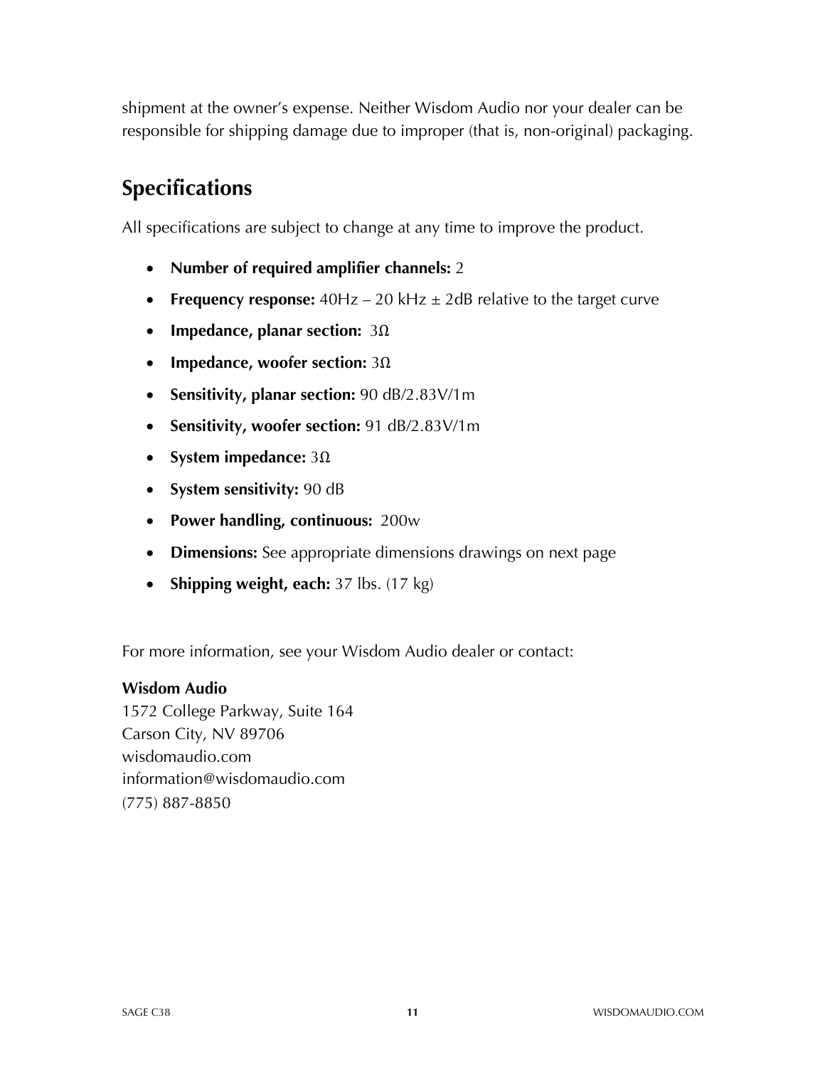shipment at the owner's expense. Neither Wisdom Audio nor your dealer can be responsible for shipping damage due to improper (that is, non-original) packaging.

## Specifications

All specifications are subject to change at any time to improve the product.

- **Number of required amplifier channels:** 2
- **Frequency response:** 40Hz – 20 kHz ± 2dB relative to the target curve
- **Impedance, planar section:** 3Ω
- **Impedance, woofer section:** 3Ω
- **Sensitivity, planar section:** 90 dB/2.83V/1m
- **Sensitivity, woofer section:** 91 dB/2.83V/1m
- **System impedance:** 3Ω
- **System sensitivity:** 90 dB
- **Power handling, continuous:** 200w
- **Dimensions:** See appropriate dimensions drawings on next page
- **Shipping weight, each:** 37 lbs. (17 kg)

For more information, see your Wisdom Audio dealer or contact:

**Wisdom Audio**
1572 College Parkway, Suite 164
Carson City, NV 89706
wisdomaudio.com
information@wisdomaudio.com
(775) 887-8850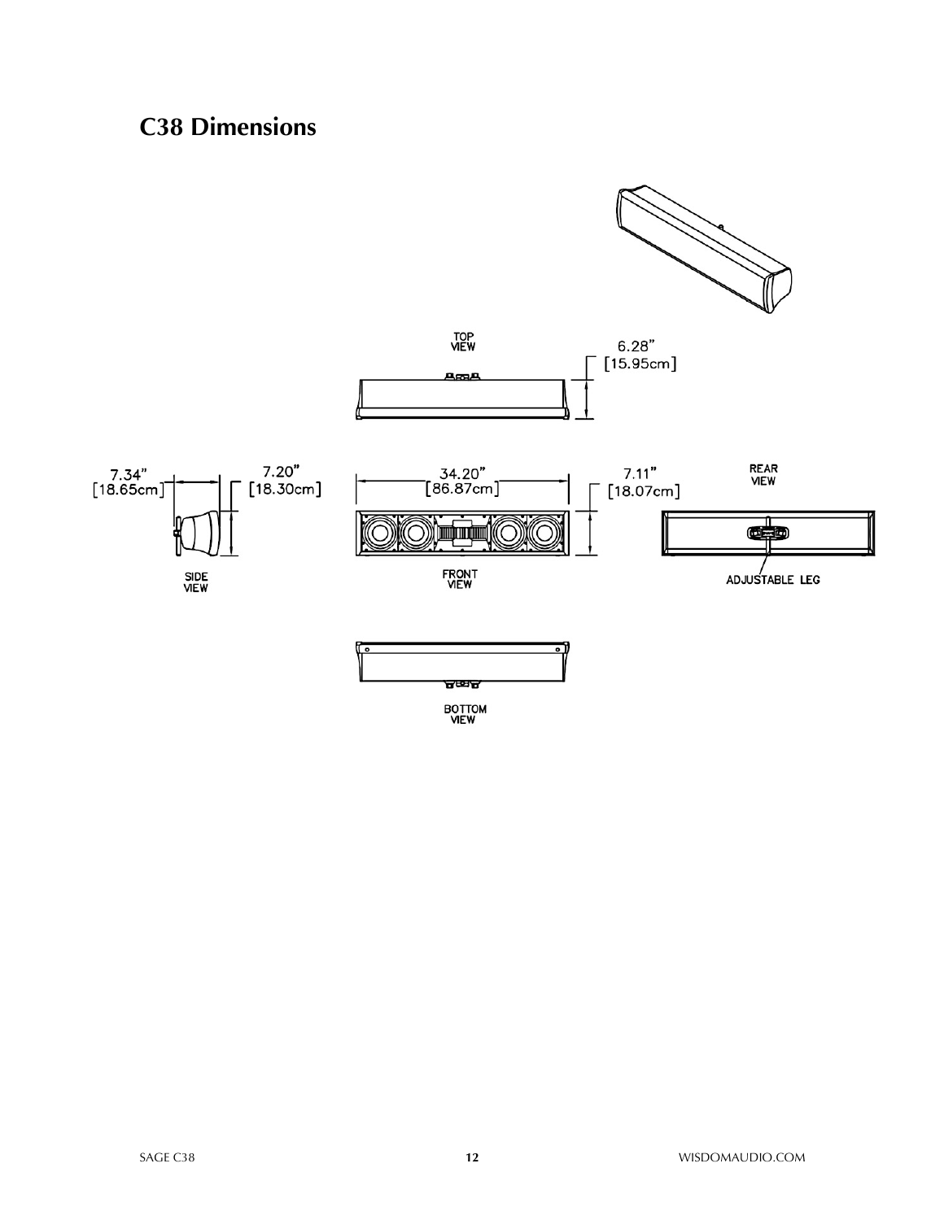## C38 Dimensions

TOP VIEW

6.28" [15.95cm]

7.34" [18.65cm]

7.20" [18.30cm]

34.20" [86.87cm]

7.11" [18.07cm]

REAR VIEW

SIDE VIEW

FRONT VIEW

ADJUSTABLE LEG

BOTTOM VIEW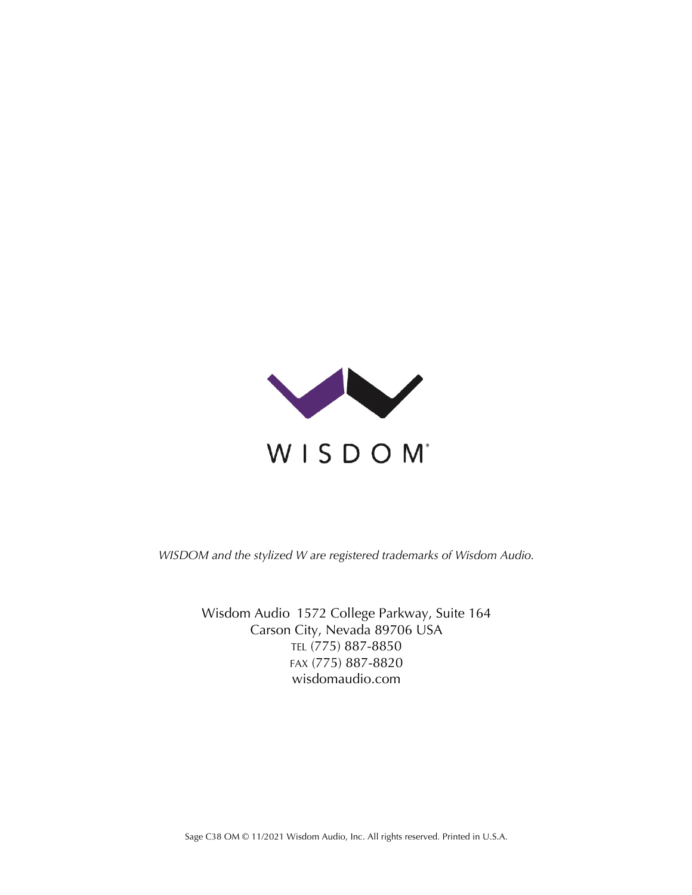WISDOM

*WISDOM and the stylized W are registered trademarks of Wisdom Audio.*

Wisdom Audio 1572 College Parkway, Suite 164
Carson City, Nevada 89706 USA
TEL (775) 887-8850
FAX (775) 887-8820
wisdomaudio.com

Sage C38 OM © 11/2021 Wisdom Audio, Inc. All rights reserved. Printed in U.S.A.